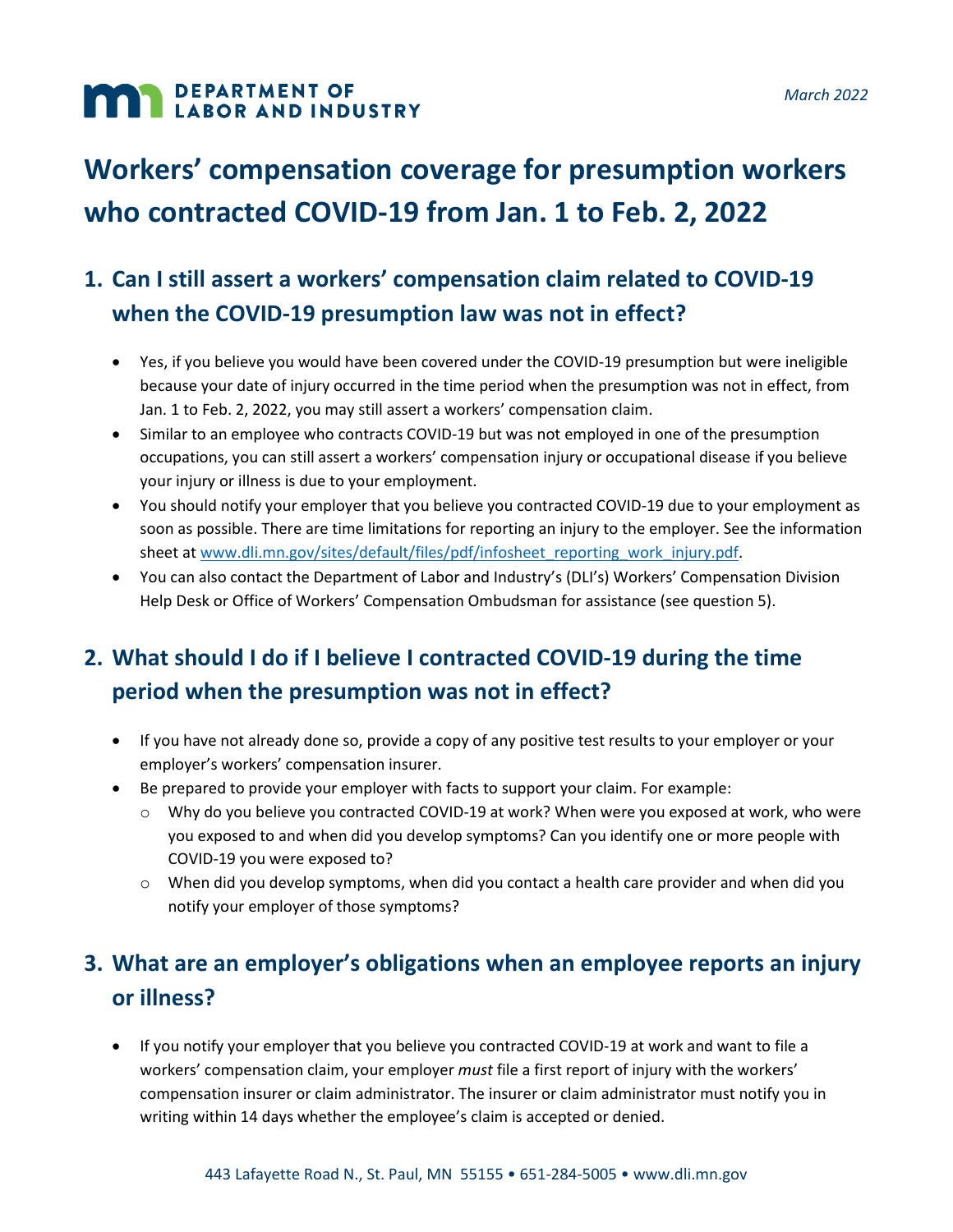DEPARTMENT OF LABOR AND INDUSTRY

*March 2022*

# Workers' compensation coverage for presumption workers who contracted COVID-19 from Jan. 1 to Feb. 2, 2022

## 1. Can I still assert a workers' compensation claim related to COVID-19 when the COVID-19 presumption law was not in effect?

- Yes, if you believe you would have been covered under the COVID-19 presumption but were ineligible because your date of injury occurred in the time period when the presumption was not in effect, from Jan. 1 to Feb. 2, 2022, you may still assert a workers' compensation claim.
- Similar to an employee who contracts COVID-19 but was not employed in one of the presumption occupations, you can still assert a workers' compensation injury or occupational disease if you believe your injury or illness is due to your employment.
- You should notify your employer that you believe you contracted COVID-19 due to your employment as soon as possible. There are time limitations for reporting an injury to the employer. See the information sheet at [www.dli.mn.gov/sites/default/files/pdf/infosheet_reporting_work_injury.pdf](www.dli.mn.gov/sites/default/files/pdf/infosheet_reporting_work_injury.pdf).
- You can also contact the Department of Labor and Industry's (DLI's) Workers' Compensation Division Help Desk or Office of Workers' Compensation Ombudsman for assistance (see question 5).

## 2. What should I do if I believe I contracted COVID-19 during the time period when the presumption was not in effect?

- If you have not already done so, provide a copy of any positive test results to your employer or your employer's workers' compensation insurer.
- Be prepared to provide your employer with facts to support your claim. For example:
  - Why do you believe you contracted COVID-19 at work? When were you exposed at work, who were you exposed to and when did you develop symptoms? Can you identify one or more people with COVID-19 you were exposed to?
  - When did you develop symptoms, when did you contact a health care provider and when did you notify your employer of those symptoms?

## 3. What are an employer's obligations when an employee reports an injury or illness?

- If you notify your employer that you believe you contracted COVID-19 at work and want to file a workers' compensation claim, your employer *must* file a first report of injury with the workers' compensation insurer or claim administrator. The insurer or claim administrator must notify you in writing within 14 days whether the employee's claim is accepted or denied.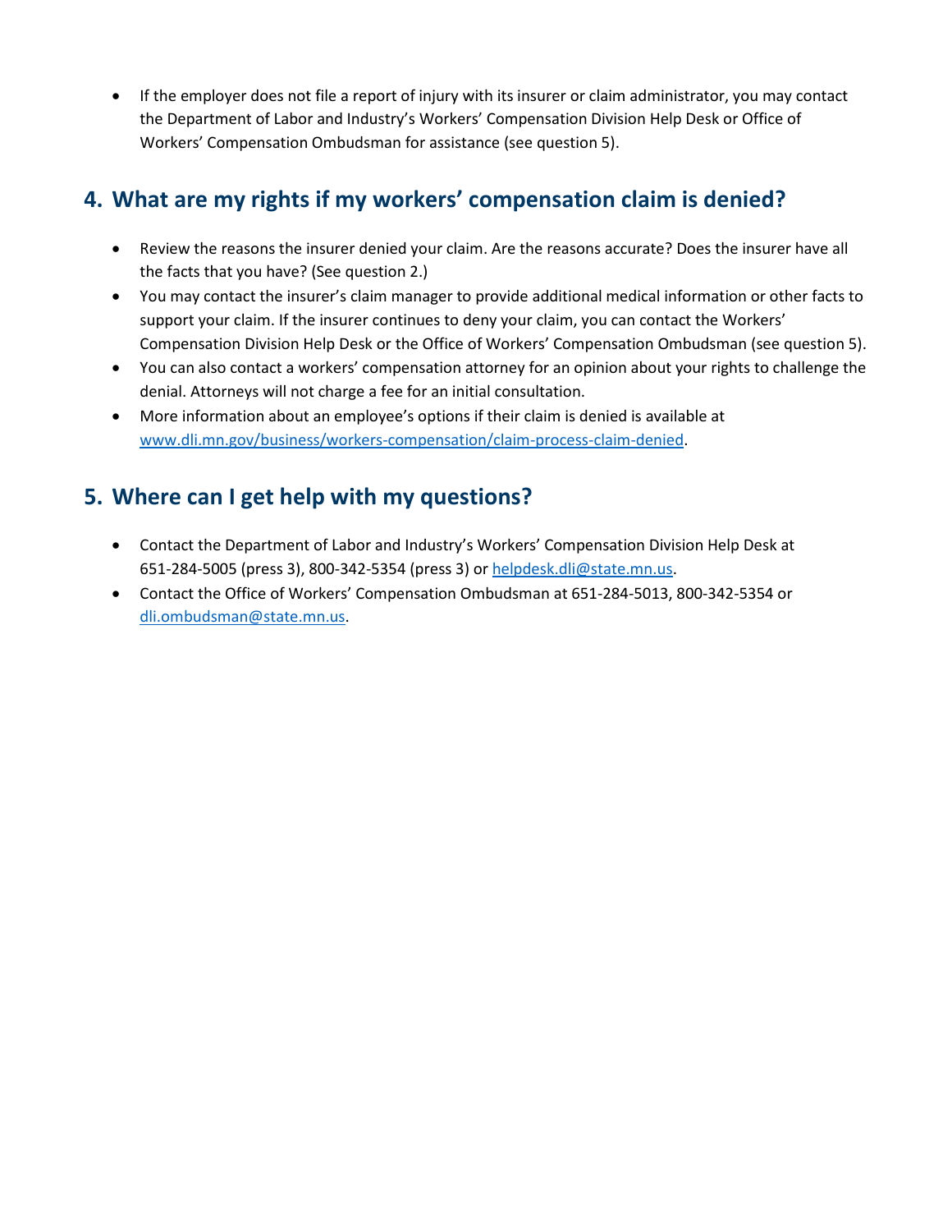- If the employer does not file a report of injury with its insurer or claim administrator, you may contact the Department of Labor and Industry's Workers' Compensation Division Help Desk or Office of Workers' Compensation Ombudsman for assistance (see question 5).

## 4. What are my rights if my workers' compensation claim is denied?

- Review the reasons the insurer denied your claim. Are the reasons accurate? Does the insurer have all the facts that you have? (See question 2.)
- You may contact the insurer's claim manager to provide additional medical information or other facts to support your claim. If the insurer continues to deny your claim, you can contact the Workers' Compensation Division Help Desk or the Office of Workers' Compensation Ombudsman (see question 5).
- You can also contact a workers' compensation attorney for an opinion about your rights to challenge the denial. Attorneys will not charge a fee for an initial consultation.
- More information about an employee's options if their claim is denied is available at [www.dli.mn.gov/business/workers-compensation/claim-process-claim-denied](www.dli.mn.gov/business/workers-compensation/claim-process-claim-denied).

## 5. Where can I get help with my questions?

- Contact the Department of Labor and Industry's Workers' Compensation Division Help Desk at 651-284-5005 (press 3), 800-342-5354 (press 3) or [helpdesk.dli@state.mn.us](mailto:helpdesk.dli@state.mn.us).
- Contact the Office of Workers' Compensation Ombudsman at 651-284-5013, 800-342-5354 or [dli.ombudsman@state.mn.us](mailto:dli.ombudsman@state.mn.us).